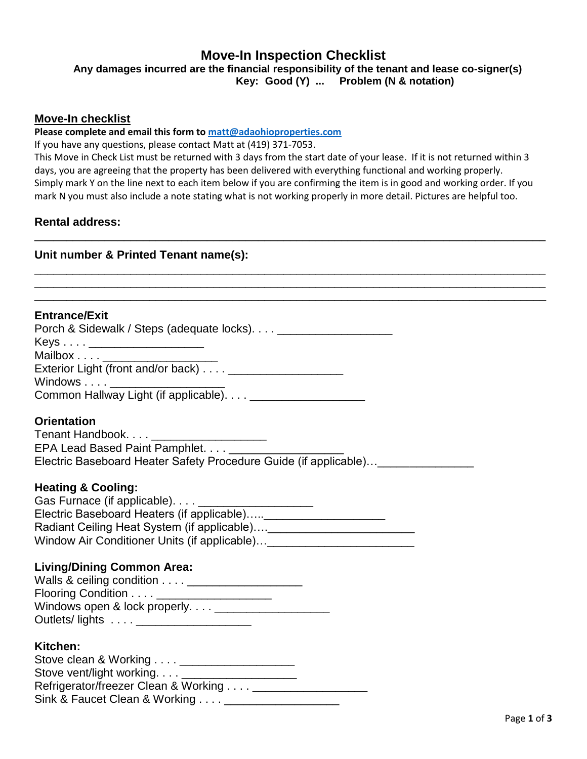# Move-In Inspection Checklist

**Any damages incurred are the financial responsibility of the tenant and lease co-signer(s)**
**Key: Good (Y) ... Problem (N & notation)**

## Move-In checklist

**Please complete and email this form to matt@adaohioproperties.com**

If you have any questions, please contact Matt at (419) 371-7053.

This Move in Check List must be returned with 3 days from the start date of your lease. If it is not returned within 3 days, you are agreeing that the property has been delivered with everything functional and working properly. Simply mark Y on the line next to each item below if you are confirming the item is in good and working order. If you mark N you must also include a note stating what is not working properly in more detail. Pictures are helpful too.

**Rental address:**

___________________________________________________________________________

**Unit number & Printed Tenant name(s):**

___________________________________________________________________________

___________________________________________________________________________

___________________________________________________________________________

**Entrance/Exit**

Porch & Sidewalk / Steps (adequate locks). . . . __________________

Keys . . . . __________________

Mailbox . . . . __________________

Exterior Light (front and/or back) . . . . __________________

Windows . . . . __________________

Common Hallway Light (if applicable). . . . __________________

**Orientation**

Tenant Handbook. . . . __________________

EPA Lead Based Paint Pamphlet. . . . __________________

Electric Baseboard Heater Safety Procedure Guide (if applicable)…_______________

**Heating & Cooling:**

Gas Furnace (if applicable). . . . __________________

Electric Baseboard Heaters (if applicable)…..___________________

Radiant Ceiling Heat System (if applicable)…._______________________

Window Air Conditioner Units (if applicable)…_______________________

**Living/Dining Common Area:**

Walls & ceiling condition . . . . __________________

Flooring Condition . . . . __________________

Windows open & lock properly. . . . __________________

Outlets/ lights . . . . __________________

**Kitchen:**

Stove clean & Working . . . . __________________

Stove vent/light working. . . . __________________

Refrigerator/freezer Clean & Working . . . . __________________

Sink & Faucet Clean & Working . . . . __________________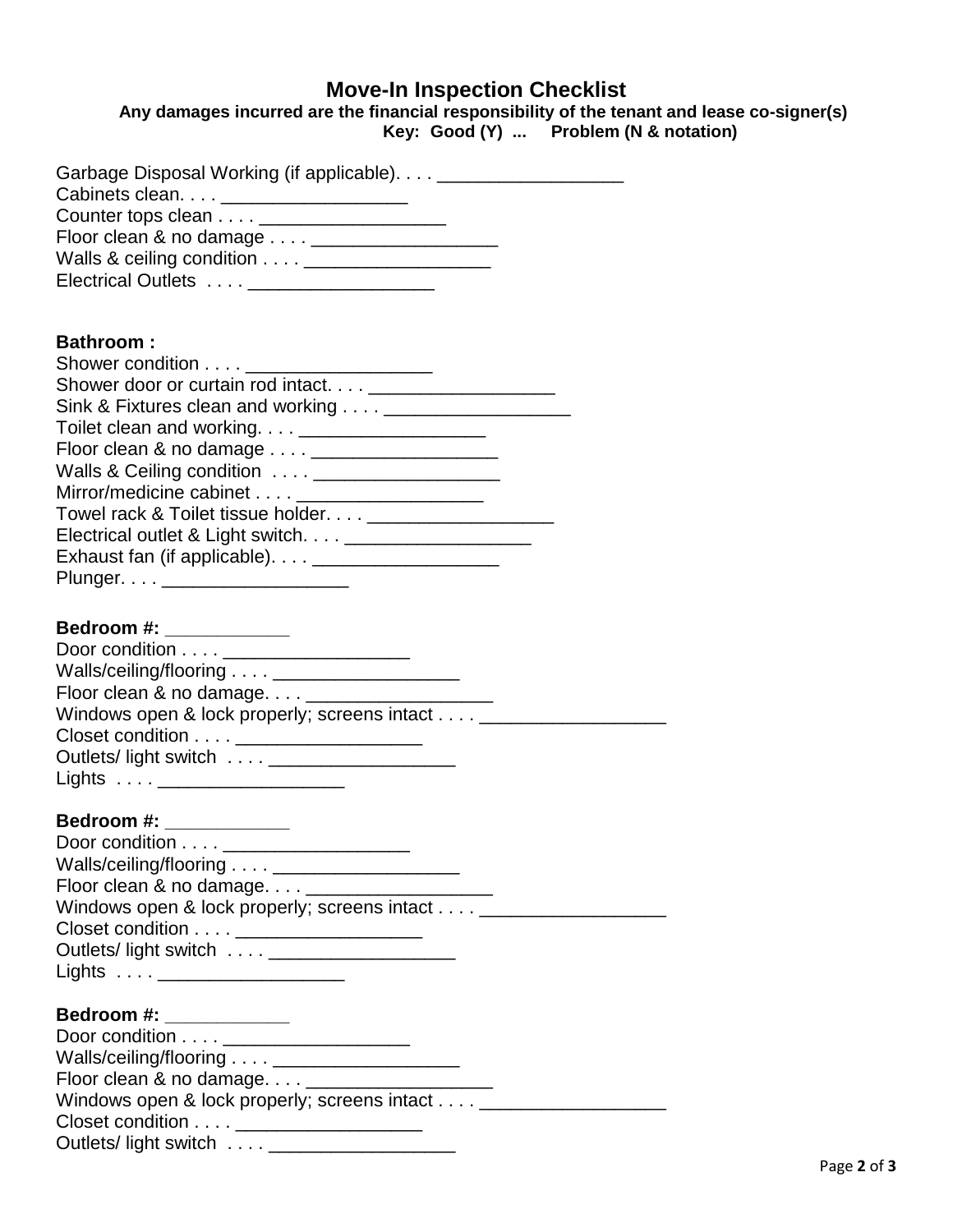# Move-In Inspection Checklist

**Any damages incurred are the financial responsibility of the tenant and lease co-signer(s)**

**Key: Good (Y) ... Problem (N & notation)**

Garbage Disposal Working (if applicable). . . . __________________
Cabinets clean. . . . __________________
Counter tops clean . . . . __________________
Floor clean & no damage . . . . __________________
Walls & ceiling condition . . . . __________________
Electrical Outlets . . . . __________________

**Bathroom :**
Shower condition . . . . __________________
Shower door or curtain rod intact. . . . __________________
Sink & Fixtures clean and working . . . . __________________
Toilet clean and working. . . . __________________
Floor clean & no damage . . . . __________________
Walls & Ceiling condition . . . . __________________
Mirror/medicine cabinet . . . . __________________
Towel rack & Toilet tissue holder. . . . __________________
Electrical outlet & Light switch. . . . __________________
Exhaust fan (if applicable). . . . __________________
Plunger. . . . __________________

**Bedroom #: ____________**
Door condition . . . . __________________
Walls/ceiling/flooring . . . . __________________
Floor clean & no damage. . . . __________________
Windows open & lock properly; screens intact . . . . __________________
Closet condition . . . . __________________
Outlets/ light switch . . . . __________________
Lights . . . . __________________

**Bedroom #: ____________**
Door condition . . . . __________________
Walls/ceiling/flooring . . . . __________________
Floor clean & no damage. . . . __________________
Windows open & lock properly; screens intact . . . . __________________
Closet condition . . . . __________________
Outlets/ light switch . . . . __________________
Lights . . . . __________________

**Bedroom #: ____________**
Door condition . . . . __________________
Walls/ceiling/flooring . . . . __________________
Floor clean & no damage. . . . __________________
Windows open & lock properly; screens intact . . . . __________________
Closet condition . . . . __________________
Outlets/ light switch . . . . __________________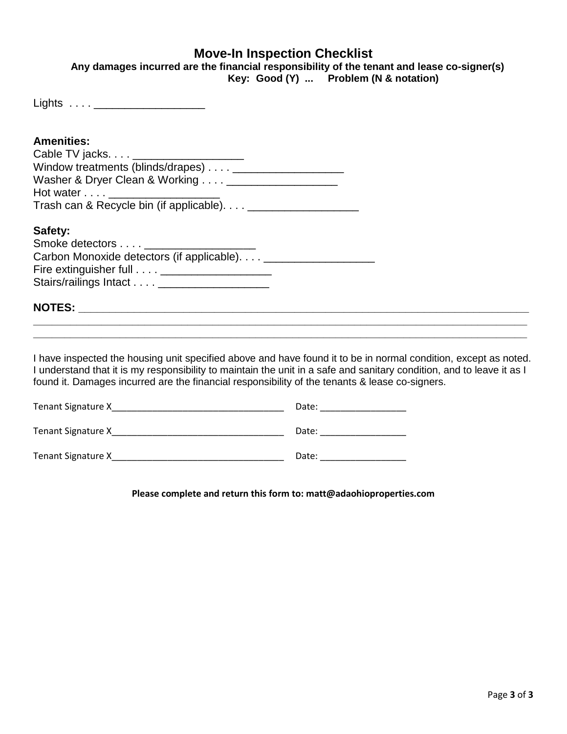# Move-In Inspection Checklist

**Any damages incurred are the financial responsibility of the tenant and lease co-signer(s)**
**Key: Good (Y) ... Problem (N & notation)**

Lights . . . . __________________

**Amenities:**

Cable TV jacks. . . . __________________
Window treatments (blinds/drapes) . . . . __________________
Washer & Dryer Clean & Working . . . . __________________
Hot water . . . . __________________
Trash can & Recycle bin (if applicable). . . . __________________

**Safety:**

Smoke detectors . . . . __________________
Carbon Monoxide detectors (if applicable). . . . __________________
Fire extinguisher full . . . . __________________
Stairs/railings Intact . . . . __________________

**NOTES:** ______________________________________________________________________________
___________________________________________________________________________________________
___________________________________________________________________________________________

I have inspected the housing unit specified above and have found it to be in normal condition, except as noted. I understand that it is my responsibility to maintain the unit in a safe and sanitary condition, and to leave it as I found it. Damages incurred are the financial responsibility of the tenants & lease co-signers.

Tenant Signature X__________________________________ Date: _________________

Tenant Signature X__________________________________ Date: _________________

Tenant Signature X__________________________________ Date: _________________

**Please complete and return this form to: matt@adaohioproperties.com**